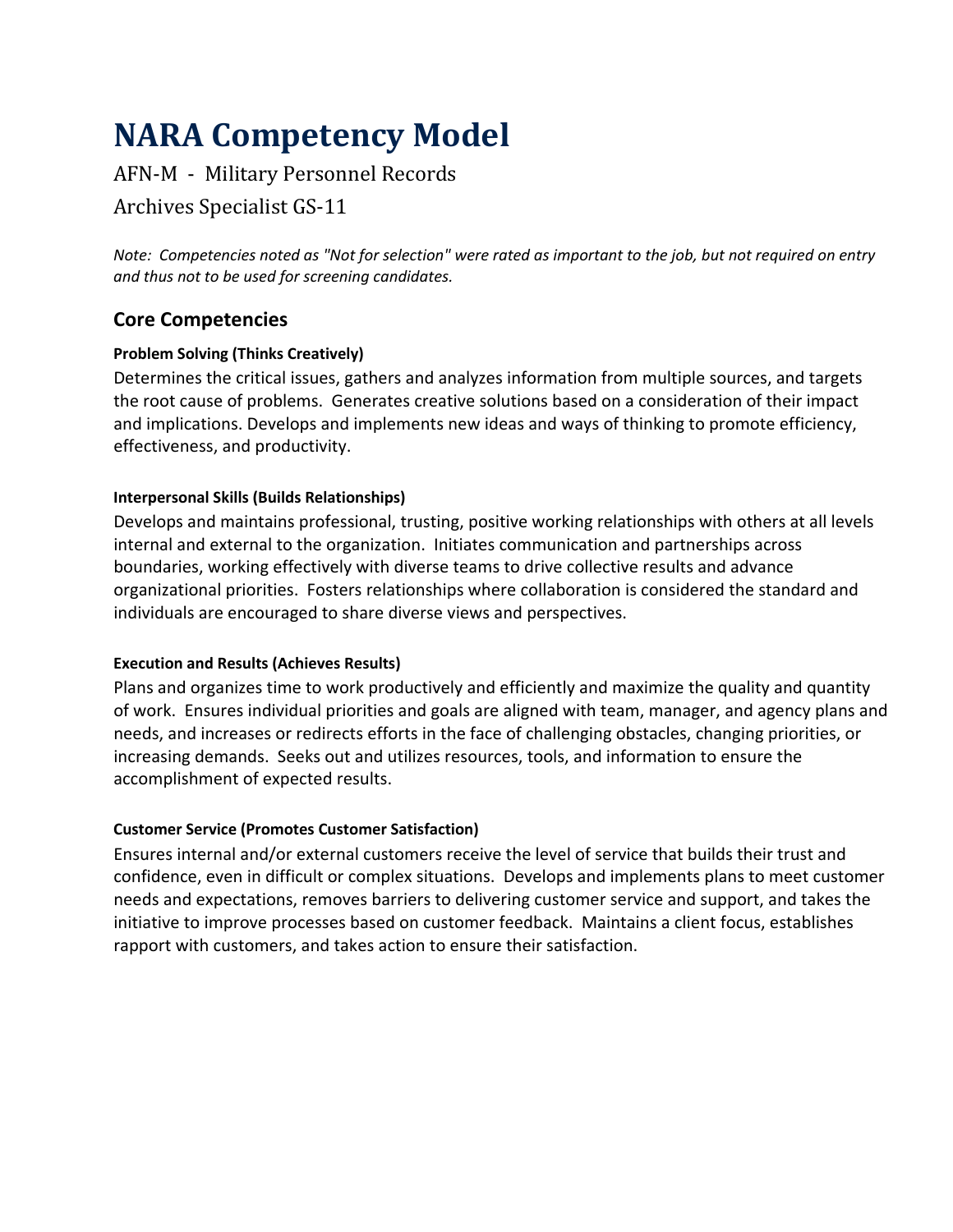# NARA Competency Model

AFN-M - Military Personnel Records

Archives Specialist GS-11

*Note: Competencies noted as "Not for selection" were rated as important to the job, but not required on entry and thus not to be used for screening candidates.*

## Core Competencies

#### Problem Solving (Thinks Creatively)

Determines the critical issues, gathers and analyzes information from multiple sources, and targets the root cause of problems. Generates creative solutions based on a consideration of their impact and implications. Develops and implements new ideas and ways of thinking to promote efficiency, effectiveness, and productivity.

#### Interpersonal Skills (Builds Relationships)

Develops and maintains professional, trusting, positive working relationships with others at all levels internal and external to the organization. Initiates communication and partnerships across boundaries, working effectively with diverse teams to drive collective results and advance organizational priorities. Fosters relationships where collaboration is considered the standard and individuals are encouraged to share diverse views and perspectives.

#### Execution and Results (Achieves Results)

Plans and organizes time to work productively and efficiently and maximize the quality and quantity of work. Ensures individual priorities and goals are aligned with team, manager, and agency plans and needs, and increases or redirects efforts in the face of challenging obstacles, changing priorities, or increasing demands. Seeks out and utilizes resources, tools, and information to ensure the accomplishment of expected results.

#### Customer Service (Promotes Customer Satisfaction)

Ensures internal and/or external customers receive the level of service that builds their trust and confidence, even in difficult or complex situations. Develops and implements plans to meet customer needs and expectations, removes barriers to delivering customer service and support, and takes the initiative to improve processes based on customer feedback. Maintains a client focus, establishes rapport with customers, and takes action to ensure their satisfaction.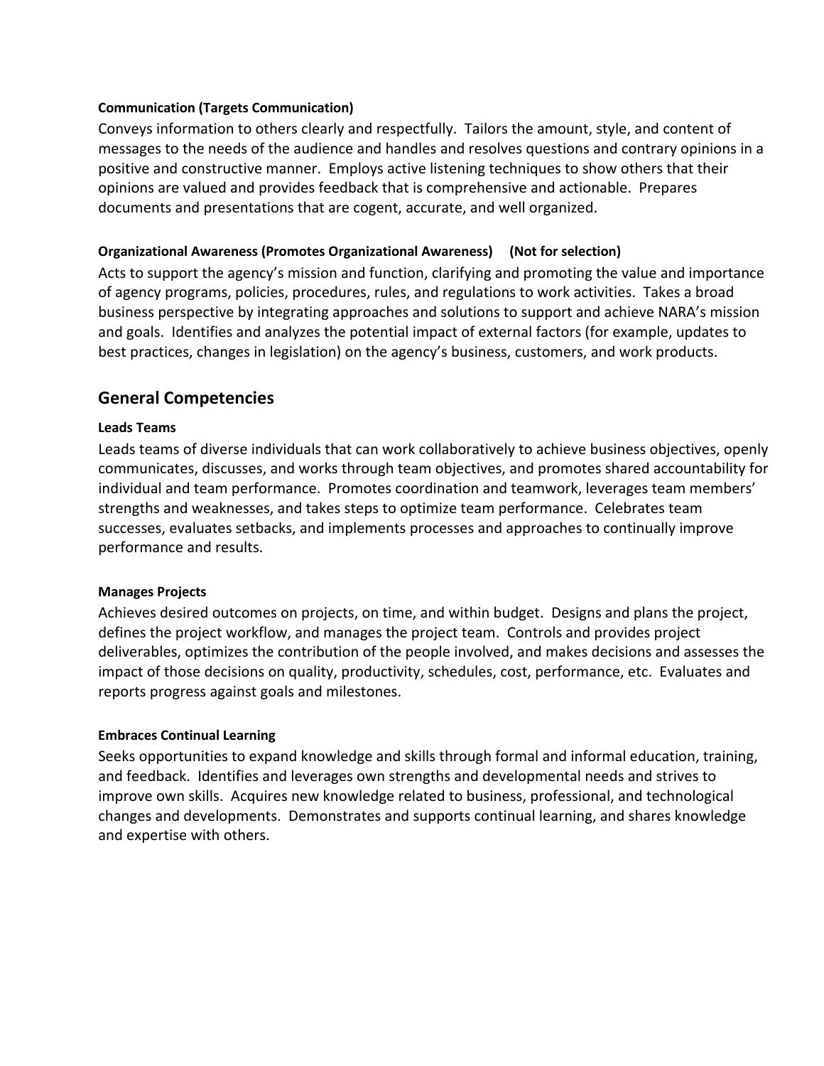**Communication (Targets Communication)**

Conveys information to others clearly and respectfully. Tailors the amount, style, and content of messages to the needs of the audience and handles and resolves questions and contrary opinions in a positive and constructive manner. Employs active listening techniques to show others that their opinions are valued and provides feedback that is comprehensive and actionable. Prepares documents and presentations that are cogent, accurate, and well organized.

**Organizational Awareness (Promotes Organizational Awareness) (Not for selection)**

Acts to support the agency's mission and function, clarifying and promoting the value and importance of agency programs, policies, procedures, rules, and regulations to work activities. Takes a broad business perspective by integrating approaches and solutions to support and achieve NARA's mission and goals. Identifies and analyzes the potential impact of external factors (for example, updates to best practices, changes in legislation) on the agency's business, customers, and work products.

## General Competencies

**Leads Teams**

Leads teams of diverse individuals that can work collaboratively to achieve business objectives, openly communicates, discusses, and works through team objectives, and promotes shared accountability for individual and team performance. Promotes coordination and teamwork, leverages team members' strengths and weaknesses, and takes steps to optimize team performance. Celebrates team successes, evaluates setbacks, and implements processes and approaches to continually improve performance and results.

**Manages Projects**

Achieves desired outcomes on projects, on time, and within budget. Designs and plans the project, defines the project workflow, and manages the project team. Controls and provides project deliverables, optimizes the contribution of the people involved, and makes decisions and assesses the impact of those decisions on quality, productivity, schedules, cost, performance, etc. Evaluates and reports progress against goals and milestones.

**Embraces Continual Learning**

Seeks opportunities to expand knowledge and skills through formal and informal education, training, and feedback. Identifies and leverages own strengths and developmental needs and strives to improve own skills. Acquires new knowledge related to business, professional, and technological changes and developments. Demonstrates and supports continual learning, and shares knowledge and expertise with others.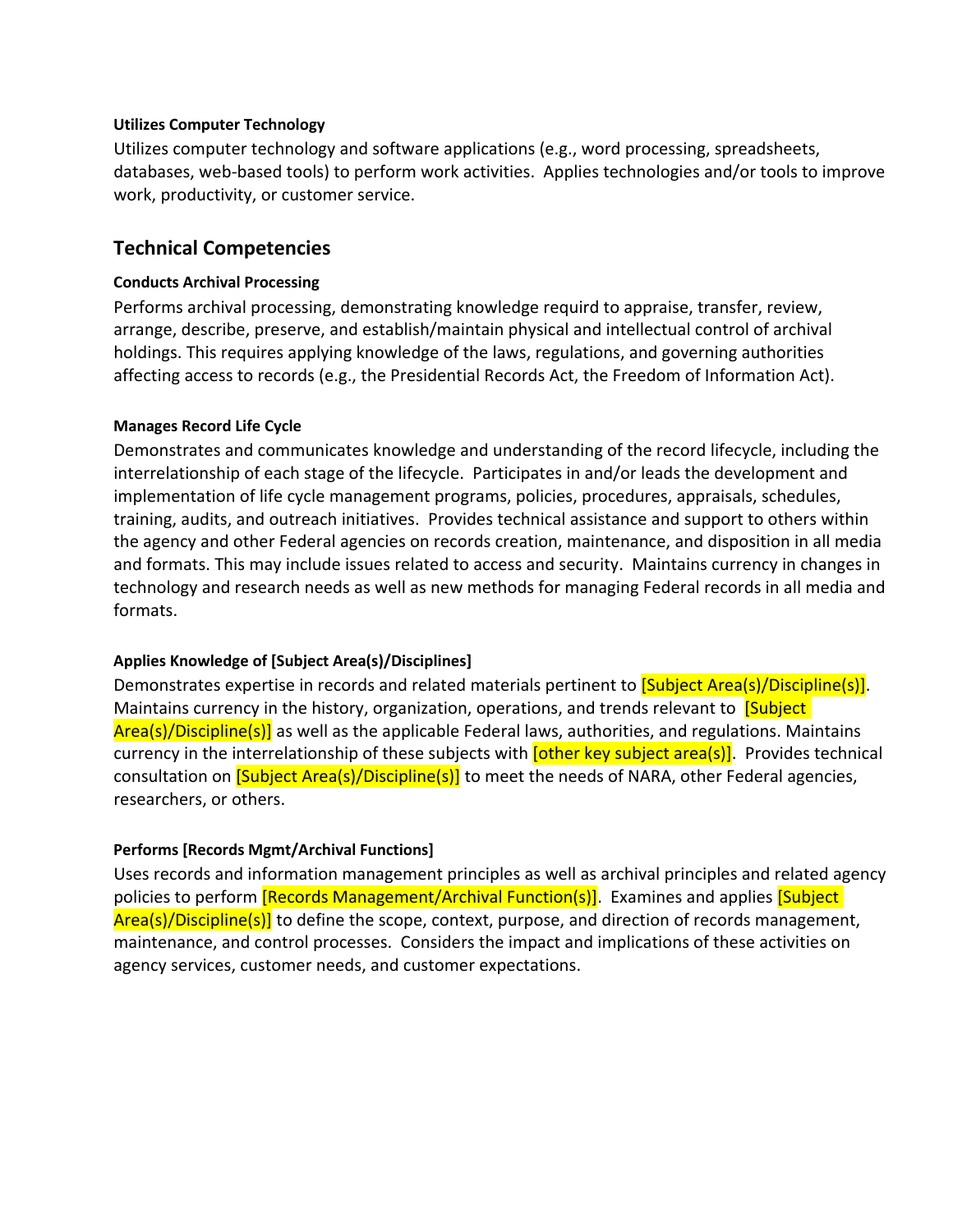**Utilizes Computer Technology**

Utilizes computer technology and software applications (e.g., word processing, spreadsheets, databases, web-based tools) to perform work activities. Applies technologies and/or tools to improve work, productivity, or customer service.

## Technical Competencies

**Conducts Archival Processing**

Performs archival processing, demonstrating knowledge requird to appraise, transfer, review, arrange, describe, preserve, and establish/maintain physical and intellectual control of archival holdings. This requires applying knowledge of the laws, regulations, and governing authorities affecting access to records (e.g., the Presidential Records Act, the Freedom of Information Act).

**Manages Record Life Cycle**

Demonstrates and communicates knowledge and understanding of the record lifecycle, including the interrelationship of each stage of the lifecycle. Participates in and/or leads the development and implementation of life cycle management programs, policies, procedures, appraisals, schedules, training, audits, and outreach initiatives. Provides technical assistance and support to others within the agency and other Federal agencies on records creation, maintenance, and disposition in all media and formats. This may include issues related to access and security. Maintains currency in changes in technology and research needs as well as new methods for managing Federal records in all media and formats.

**Applies Knowledge of [Subject Area(s)/Disciplines]**

Demonstrates expertise in records and related materials pertinent to [Subject Area(s)/Discipline(s)]. Maintains currency in the history, organization, operations, and trends relevant to [Subject Area(s)/Discipline(s)] as well as the applicable Federal laws, authorities, and regulations. Maintains currency in the interrelationship of these subjects with [other key subject area(s)]. Provides technical consultation on [Subject Area(s)/Discipline(s)] to meet the needs of NARA, other Federal agencies, researchers, or others.

**Performs [Records Mgmt/Archival Functions]**

Uses records and information management principles as well as archival principles and related agency policies to perform [Records Management/Archival Function(s)]. Examines and applies [Subject Area(s)/Discipline(s)] to define the scope, context, purpose, and direction of records management, maintenance, and control processes. Considers the impact and implications of these activities on agency services, customer needs, and customer expectations.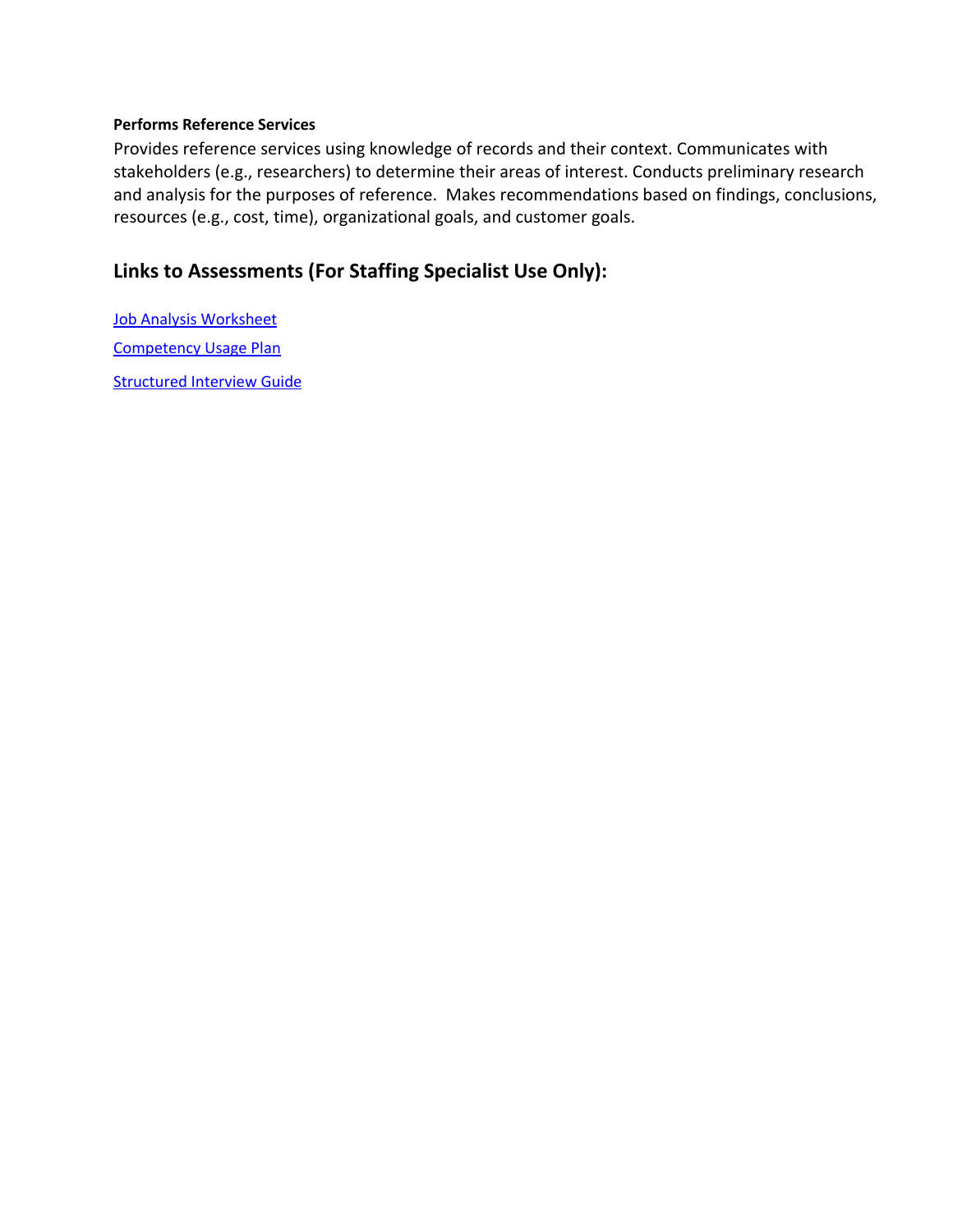**Performs Reference Services**

Provides reference services using knowledge of records and their context. Communicates with stakeholders (e.g., researchers) to determine their areas of interest. Conducts preliminary research and analysis for the purposes of reference. Makes recommendations based on findings, conclusions, resources (e.g., cost, time), organizational goals, and customer goals.

## Links to Assessments (For Staffing Specialist Use Only):

Job Analysis Worksheet

Competency Usage Plan

Structured Interview Guide